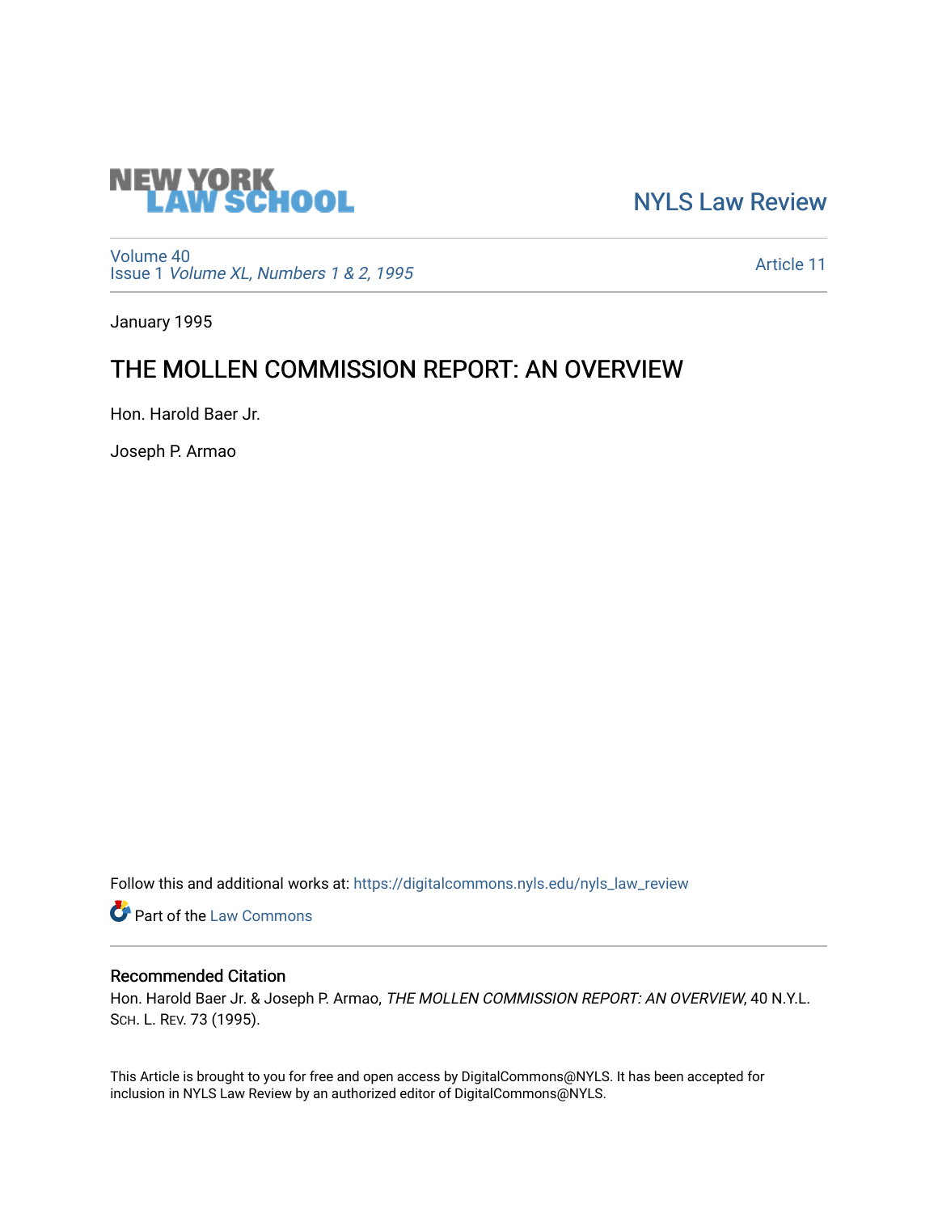NEW YORK LAW SCHOOL

NYLS Law Review

Volume 40
Issue 1 *Volume XL, Numbers 1 & 2, 1995*

Article 11

January 1995

# THE MOLLEN COMMISSION REPORT: AN OVERVIEW

Hon. Harold Baer Jr.

Joseph P. Armao

Follow this and additional works at: https://digitalcommons.nyls.edu/nyls_law_review

Part of the Law Commons

## Recommended Citation

Hon. Harold Baer Jr. & Joseph P. Armao, *THE MOLLEN COMMISSION REPORT: AN OVERVIEW*, 40 N.Y.L. Sch. L. Rev. 73 (1995).

This Article is brought to you for free and open access by DigitalCommons@NYLS. It has been accepted for inclusion in NYLS Law Review by an authorized editor of DigitalCommons@NYLS.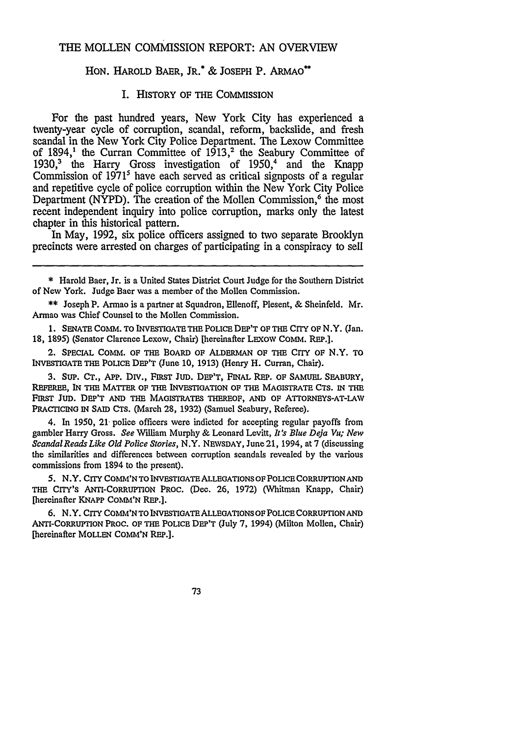# THE MOLLEN COMMISSION REPORT: AN OVERVIEW

HON. HAROLD BAER, JR.* & JOSEPH P. ARMAO**

## I. HISTORY OF THE COMMISSION

For the past hundred years, New York City has experienced a twenty-year cycle of corruption, scandal, reform, backslide, and fresh scandal in the New York City Police Department. The Lexow Committee of 1894,[1] the Curran Committee of 1913,[2] the Seabury Committee of 1930,[3] the Harry Gross investigation of 1950,[4] and the Knapp Commission of 1971[5] have each served as critical signposts of a regular and repetitive cycle of police corruption within the New York City Police Department (NYPD). The creation of the Mollen Commission,[6] the most recent independent inquiry into police corruption, marks only the latest chapter in this historical pattern.

In May, 1992, six police officers assigned to two separate Brooklyn precincts were arrested on charges of participating in a conspiracy to sell

---

\* Harold Baer, Jr. is a United States District Court Judge for the Southern District of New York. Judge Baer was a member of the Mollen Commission.

\*\* Joseph P. Armao is a partner at Squadron, Ellenoff, Plesent, & Sheinfeld. Mr. Armao was Chief Counsel to the Mollen Commission.

1. SENATE COMM. TO INVESTIGATE THE POLICE DEP'T OF THE CITY OF N.Y. (Jan. 18, 1895) (Senator Clarence Lexow, Chair) [hereinafter LEXOW COMM. REP.].

2. SPECIAL COMM. OF THE BOARD OF ALDERMAN OF THE CITY OF N.Y. TO INVESTIGATE THE POLICE DEP'T (June 10, 1913) (Henry H. Curran, Chair).

3. SUP. CT., APP. DIV., FIRST JUD. DEP'T, FINAL REP. OF SAMUEL SEABURY, REFEREE, IN THE MATTER OF THE INVESTIGATION OF THE MAGISTRATE CTS. IN THE FIRST JUD. DEP'T AND THE MAGISTRATES THEREOF, AND OF ATTORNEYS-AT-LAW PRACTICING IN SAID CTS. (March 28, 1932) (Samuel Seabury, Referee).

4. In 1950, 21 police officers were indicted for accepting regular payoffs from gambler Harry Gross. *See* William Murphy & Leonard Levitt, *It's Blue Deja Vu; New Scandal Reads Like Old Police Stories*, N.Y. NEWSDAY, June 21, 1994, at 7 (discussing the similarities and differences between corruption scandals revealed by the various commissions from 1894 to the present).

5. N.Y. CITY COMM'N TO INVESTIGATE ALLEGATIONS OF POLICE CORRUPTION AND THE CITY'S ANTI-CORRUPTION PROC. (Dec. 26, 1972) (Whitman Knapp, Chair) [hereinafter KNAPP COMM'N REP.].

6. N.Y. CITY COMM'N TO INVESTIGATE ALLEGATIONS OF POLICE CORRUPTION AND ANTI-CORRUPTION PROC. OF THE POLICE DEP'T (July 7, 1994) (Milton Mollen, Chair) [hereinafter MOLLEN COMM'N REP.].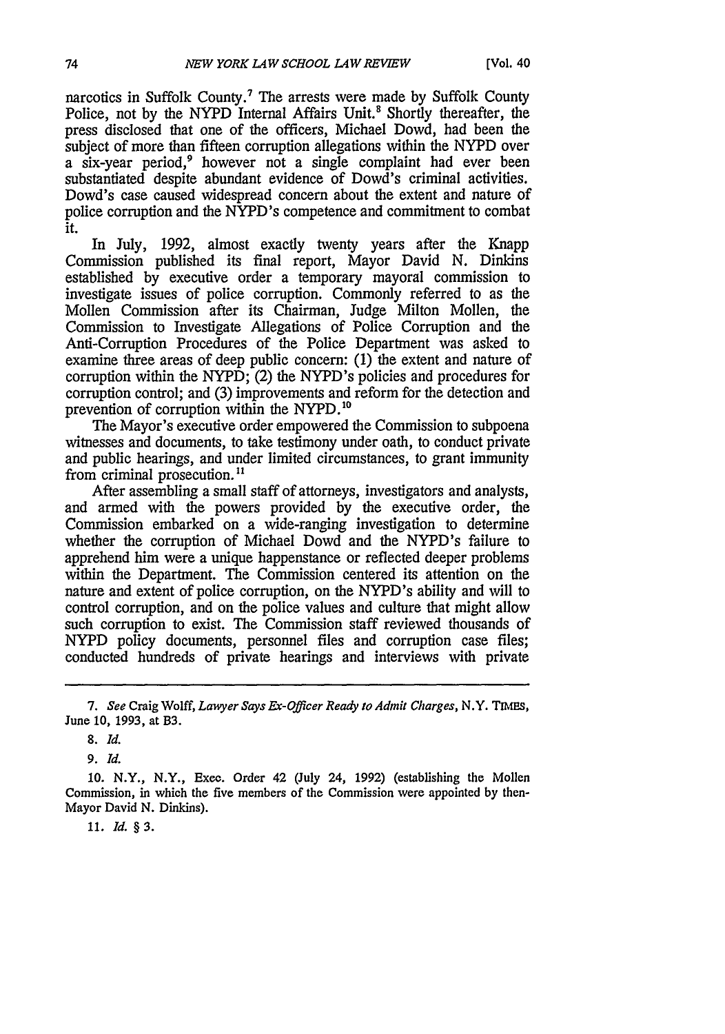narcotics in Suffolk County.[7] The arrests were made by Suffolk County Police, not by the NYPD Internal Affairs Unit.[8] Shortly thereafter, the press disclosed that one of the officers, Michael Dowd, had been the subject of more than fifteen corruption allegations within the NYPD over a six-year period,[9] however not a single complaint had ever been substantiated despite abundant evidence of Dowd's criminal activities. Dowd's case caused widespread concern about the extent and nature of police corruption and the NYPD's competence and commitment to combat it.

In July, 1992, almost exactly twenty years after the Knapp Commission published its final report, Mayor David N. Dinkins established by executive order a temporary mayoral commission to investigate issues of police corruption. Commonly referred to as the Mollen Commission after its Chairman, Judge Milton Mollen, the Commission to Investigate Allegations of Police Corruption and the Anti-Corruption Procedures of the Police Department was asked to examine three areas of deep public concern: (1) the extent and nature of corruption within the NYPD; (2) the NYPD's policies and procedures for corruption control; and (3) improvements and reform for the detection and prevention of corruption within the NYPD.[10]

The Mayor's executive order empowered the Commission to subpoena witnesses and documents, to take testimony under oath, to conduct private and public hearings, and under limited circumstances, to grant immunity from criminal prosecution.[11]

After assembling a small staff of attorneys, investigators and analysts, and armed with the powers provided by the executive order, the Commission embarked on a wide-ranging investigation to determine whether the corruption of Michael Dowd and the NYPD's failure to apprehend him were a unique happenstance or reflected deeper problems within the Department. The Commission centered its attention on the nature and extent of police corruption, on the NYPD's ability and will to control corruption, and on the police values and culture that might allow such corruption to exist. The Commission staff reviewed thousands of NYPD policy documents, personnel files and corruption case files; conducted hundreds of private hearings and interviews with private

---

7. *See* Craig Wolff, *Lawyer Says Ex-Officer Ready to Admit Charges*, N.Y. TIMES, June 10, 1993, at B3.

8. *Id.*

9. *Id.*

10. N.Y., N.Y., Exec. Order 42 (July 24, 1992) (establishing the Mollen Commission, in which the five members of the Commission were appointed by then-Mayor David N. Dinkins).

11. *Id.* § 3.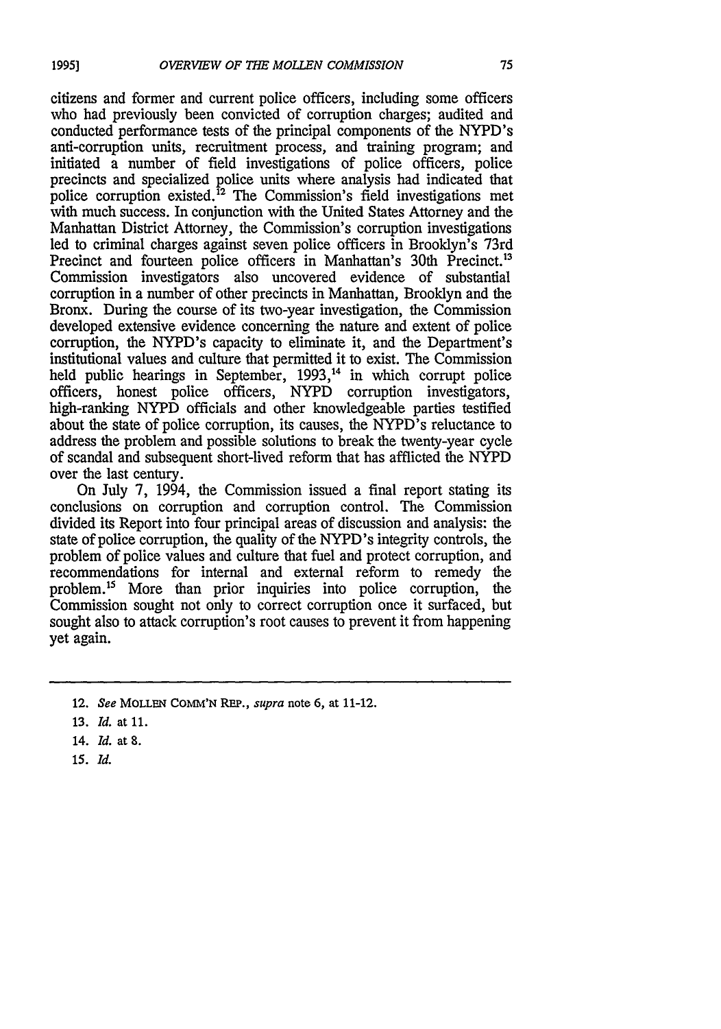citizens and former and current police officers, including some officers who had previously been convicted of corruption charges; audited and conducted performance tests of the principal components of the NYPD's anti-corruption units, recruitment process, and training program; and initiated a number of field investigations of police officers, police precincts and specialized police units where analysis had indicated that police corruption existed.[12] The Commission's field investigations met with much success. In conjunction with the United States Attorney and the Manhattan District Attorney, the Commission's corruption investigations led to criminal charges against seven police officers in Brooklyn's 73rd Precinct and fourteen police officers in Manhattan's 30th Precinct.[13] Commission investigators also uncovered evidence of substantial corruption in a number of other precincts in Manhattan, Brooklyn and the Bronx. During the course of its two-year investigation, the Commission developed extensive evidence concerning the nature and extent of police corruption, the NYPD's capacity to eliminate it, and the Department's institutional values and culture that permitted it to exist. The Commission held public hearings in September, 1993,[14] in which corrupt police officers, honest police officers, NYPD corruption investigators, high-ranking NYPD officials and other knowledgeable parties testified about the state of police corruption, its causes, the NYPD's reluctance to address the problem and possible solutions to break the twenty-year cycle of scandal and subsequent short-lived reform that has afflicted the NYPD over the last century.

On July 7, 1994, the Commission issued a final report stating its conclusions on corruption and corruption control. The Commission divided its Report into four principal areas of discussion and analysis: the state of police corruption, the quality of the NYPD's integrity controls, the problem of police values and culture that fuel and protect corruption, and recommendations for internal and external reform to remedy the problem.[15] More than prior inquiries into police corruption, the Commission sought not only to correct corruption once it surfaced, but sought also to attack corruption's root causes to prevent it from happening yet again.

---

12. *See* MOLLEN COMM'N REP., *supra* note 6, at 11-12.

13. *Id.* at 11.

14. *Id.* at 8.

15. *Id.*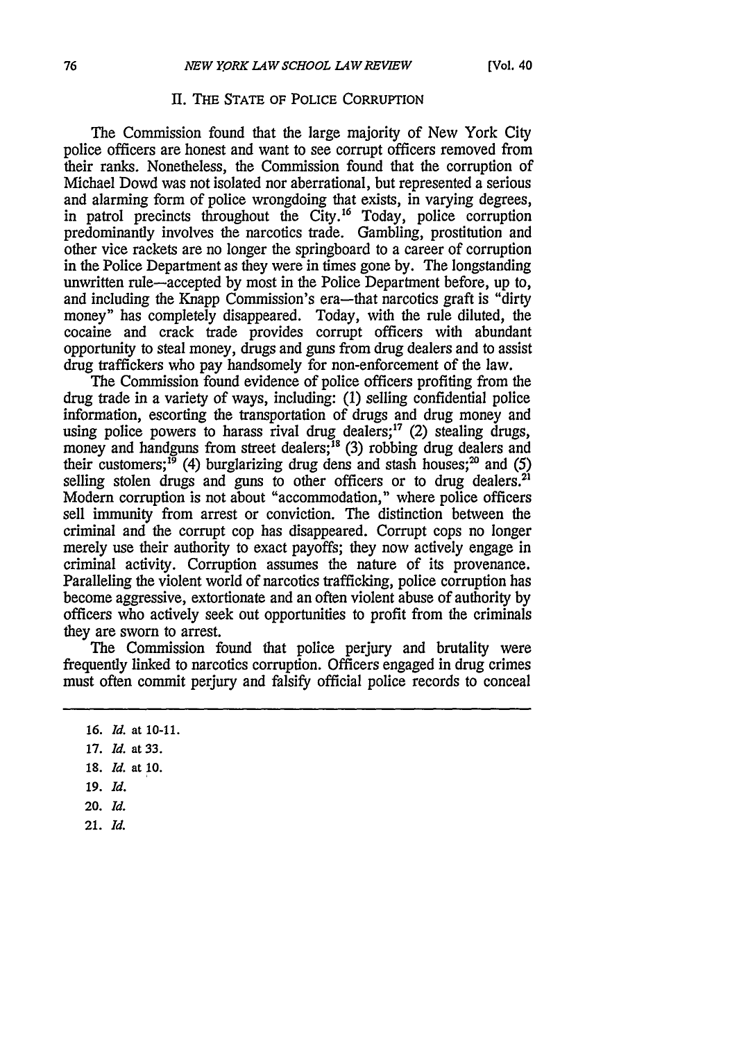## II. THE STATE OF POLICE CORRUPTION

The Commission found that the large majority of New York City police officers are honest and want to see corrupt officers removed from their ranks. Nonetheless, the Commission found that the corruption of Michael Dowd was not isolated nor aberrational, but represented a serious and alarming form of police wrongdoing that exists, in varying degrees, in patrol precincts throughout the City.[16] Today, police corruption predominantly involves the narcotics trade. Gambling, prostitution and other vice rackets are no longer the springboard to a career of corruption in the Police Department as they were in times gone by. The longstanding unwritten rule—accepted by most in the Police Department before, up to, and including the Knapp Commission's era—that narcotics graft is "dirty money" has completely disappeared. Today, with the rule diluted, the cocaine and crack trade provides corrupt officers with abundant opportunity to steal money, drugs and guns from drug dealers and to assist drug traffickers who pay handsomely for non-enforcement of the law.

The Commission found evidence of police officers profiting from the drug trade in a variety of ways, including: (1) selling confidential police information, escorting the transportation of drugs and drug money and using police powers to harass rival drug dealers;[17] (2) stealing drugs, money and handguns from street dealers;[18] (3) robbing drug dealers and their customers;[19] (4) burglarizing drug dens and stash houses;[20] and (5) selling stolen drugs and guns to other officers or to drug dealers.[21] Modern corruption is not about "accommodation," where police officers sell immunity from arrest or conviction. The distinction between the criminal and the corrupt cop has disappeared. Corrupt cops no longer merely use their authority to exact payoffs; they now actively engage in criminal activity. Corruption assumes the nature of its provenance. Paralleling the violent world of narcotics trafficking, police corruption has become aggressive, extortionate and an often violent abuse of authority by officers who actively seek out opportunities to profit from the criminals they are sworn to arrest.

The Commission found that police perjury and brutality were frequently linked to narcotics corruption. Officers engaged in drug crimes must often commit perjury and falsify official police records to conceal

16. *Id.* at 10-11.

17. *Id.* at 33.

18. *Id.* at 10.

19. *Id.*

20. *Id.*

21. *Id.*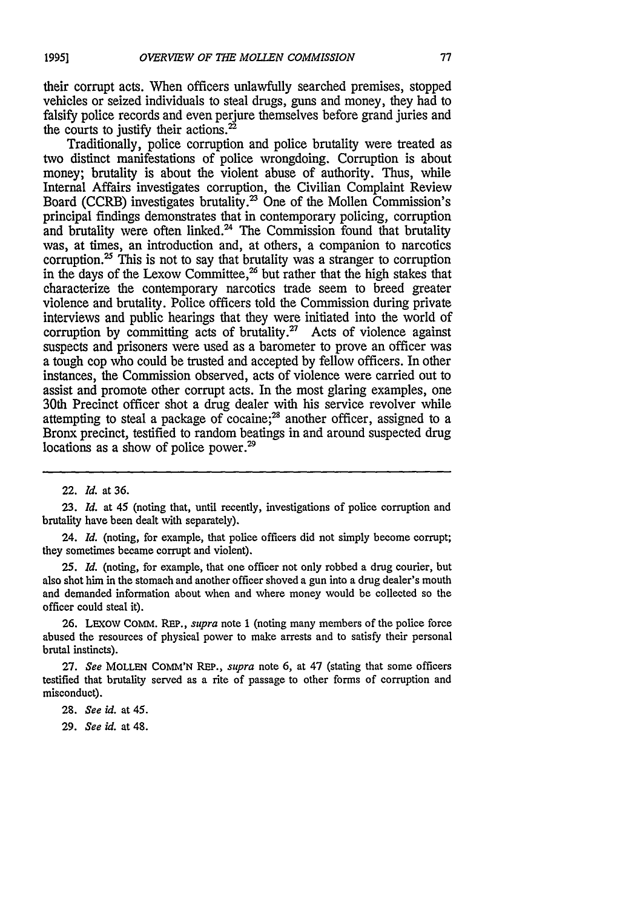their corrupt acts. When officers unlawfully searched premises, stopped vehicles or seized individuals to steal drugs, guns and money, they had to falsify police records and even perjure themselves before grand juries and the courts to justify their actions.[22]

Traditionally, police corruption and police brutality were treated as two distinct manifestations of police wrongdoing. Corruption is about money; brutality is about the violent abuse of authority. Thus, while Internal Affairs investigates corruption, the Civilian Complaint Review Board (CCRB) investigates brutality.[23] One of the Mollen Commission's principal findings demonstrates that in contemporary policing, corruption and brutality were often linked.[24] The Commission found that brutality was, at times, an introduction and, at others, a companion to narcotics corruption.[25] This is not to say that brutality was a stranger to corruption in the days of the Lexow Committee,[26] but rather that the high stakes that characterize the contemporary narcotics trade seem to breed greater violence and brutality. Police officers told the Commission during private interviews and public hearings that they were initiated into the world of corruption by committing acts of brutality.[27] Acts of violence against suspects and prisoners were used as a barometer to prove an officer was a tough cop who could be trusted and accepted by fellow officers. In other instances, the Commission observed, acts of violence were carried out to assist and promote other corrupt acts. In the most glaring examples, one 30th Precinct officer shot a drug dealer with his service revolver while attempting to steal a package of cocaine;[28] another officer, assigned to a Bronx precinct, testified to random beatings in and around suspected drug locations as a show of police power.[29]

---

22. *Id.* at 36.

23. *Id.* at 45 (noting that, until recently, investigations of police corruption and brutality have been dealt with separately).

24. *Id.* (noting, for example, that police officers did not simply become corrupt; they sometimes became corrupt and violent).

25. *Id.* (noting, for example, that one officer not only robbed a drug courier, but also shot him in the stomach and another officer shoved a gun into a drug dealer's mouth and demanded information about when and where money would be collected so the officer could steal it).

26. LEXOW COMM. REP., *supra* note 1 (noting many members of the police force abused the resources of physical power to make arrests and to satisfy their personal brutal instincts).

27. *See* MOLLEN COMM'N REP., *supra* note 6, at 47 (stating that some officers testified that brutality served as a rite of passage to other forms of corruption and misconduct).

28. *See id.* at 45.

29. *See id.* at 48.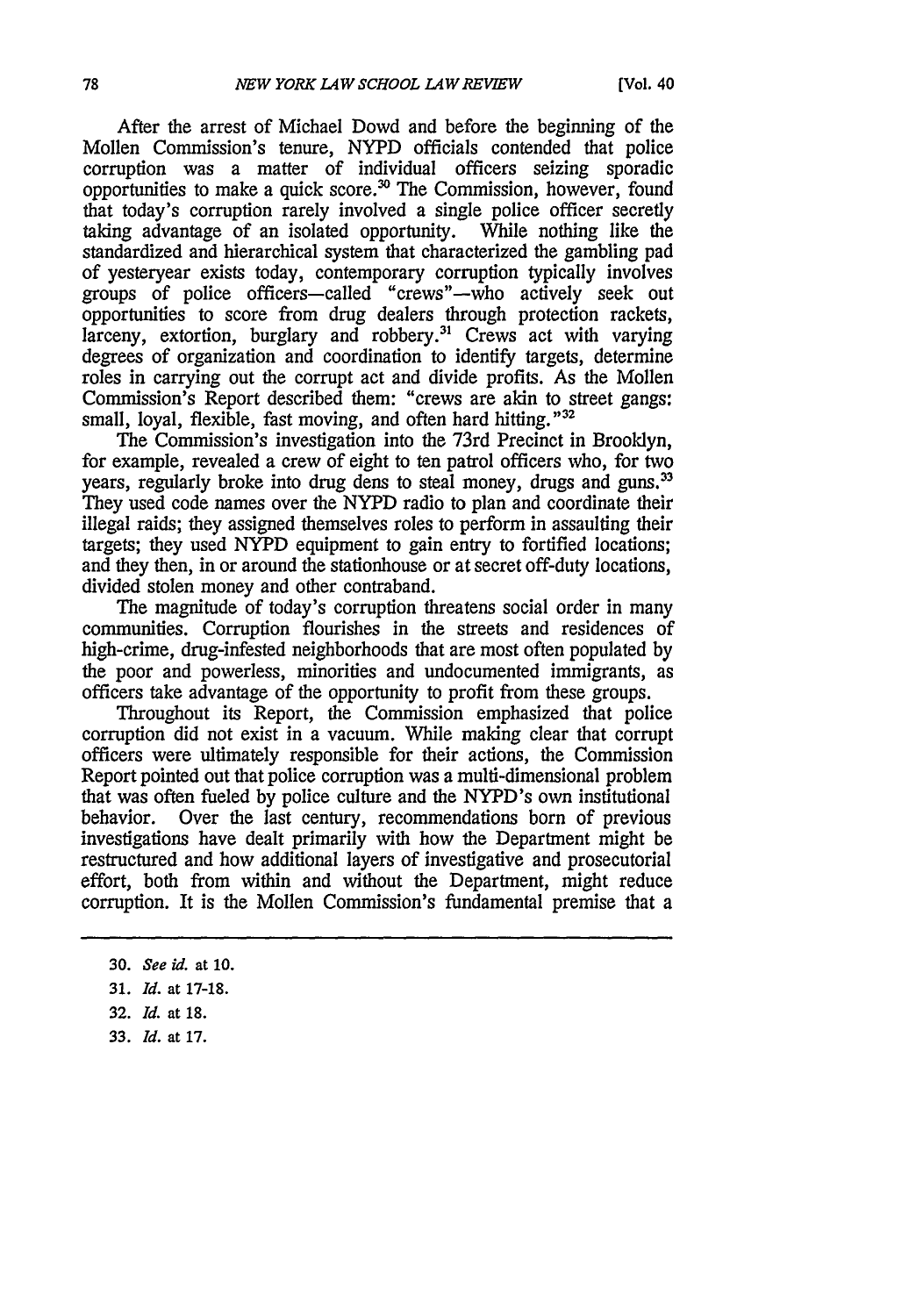After the arrest of Michael Dowd and before the beginning of the Mollen Commission's tenure, NYPD officials contended that police corruption was a matter of individual officers seizing sporadic opportunities to make a quick score.[30] The Commission, however, found that today's corruption rarely involved a single police officer secretly taking advantage of an isolated opportunity. While nothing like the standardized and hierarchical system that characterized the gambling pad of yesteryear exists today, contemporary corruption typically involves groups of police officers—called "crews"—who actively seek out opportunities to score from drug dealers through protection rackets, larceny, extortion, burglary and robbery.[31] Crews act with varying degrees of organization and coordination to identify targets, determine roles in carrying out the corrupt act and divide profits. As the Mollen Commission's Report described them: "crews are akin to street gangs: small, loyal, flexible, fast moving, and often hard hitting."[32]

The Commission's investigation into the 73rd Precinct in Brooklyn, for example, revealed a crew of eight to ten patrol officers who, for two years, regularly broke into drug dens to steal money, drugs and guns.[33] They used code names over the NYPD radio to plan and coordinate their illegal raids; they assigned themselves roles to perform in assaulting their targets; they used NYPD equipment to gain entry to fortified locations; and they then, in or around the stationhouse or at secret off-duty locations, divided stolen money and other contraband.

The magnitude of today's corruption threatens social order in many communities. Corruption flourishes in the streets and residences of high-crime, drug-infested neighborhoods that are most often populated by the poor and powerless, minorities and undocumented immigrants, as officers take advantage of the opportunity to profit from these groups.

Throughout its Report, the Commission emphasized that police corruption did not exist in a vacuum. While making clear that corrupt officers were ultimately responsible for their actions, the Commission Report pointed out that police corruption was a multi-dimensional problem that was often fueled by police culture and the NYPD's own institutional behavior. Over the last century, recommendations born of previous investigations have dealt primarily with how the Department might be restructured and how additional layers of investigative and prosecutorial effort, both from within and without the Department, might reduce corruption. It is the Mollen Commission's fundamental premise that a

---

30. *See id.* at 10.

31. *Id.* at 17-18.

32. *Id.* at 18.

33. *Id.* at 17.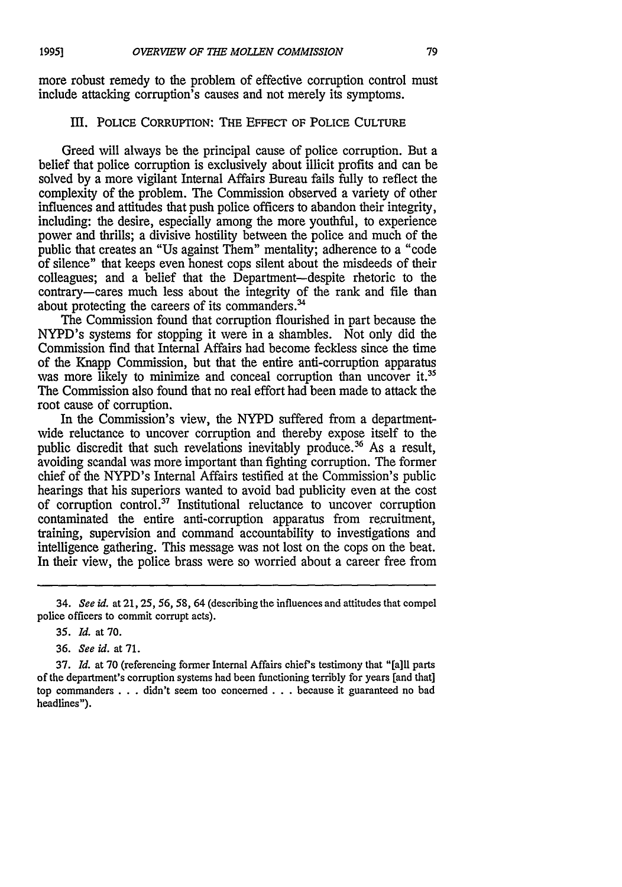more robust remedy to the problem of effective corruption control must include attacking corruption's causes and not merely its symptoms.

## III. POLICE CORRUPTION: THE EFFECT OF POLICE CULTURE

Greed will always be the principal cause of police corruption. But a belief that police corruption is exclusively about illicit profits and can be solved by a more vigilant Internal Affairs Bureau fails fully to reflect the complexity of the problem. The Commission observed a variety of other influences and attitudes that push police officers to abandon their integrity, including: the desire, especially among the more youthful, to experience power and thrills; a divisive hostility between the police and much of the public that creates an "Us against Them" mentality; adherence to a "code of silence" that keeps even honest cops silent about the misdeeds of their colleagues; and a belief that the Department—despite rhetoric to the contrary—cares much less about the integrity of the rank and file than about protecting the careers of its commanders.[34]

The Commission found that corruption flourished in part because the NYPD's systems for stopping it were in a shambles. Not only did the Commission find that Internal Affairs had become feckless since the time of the Knapp Commission, but that the entire anti-corruption apparatus was more likely to minimize and conceal corruption than uncover it.[35] The Commission also found that no real effort had been made to attack the root cause of corruption.

In the Commission's view, the NYPD suffered from a department-wide reluctance to uncover corruption and thereby expose itself to the public discredit that such revelations inevitably produce.[36] As a result, avoiding scandal was more important than fighting corruption. The former chief of the NYPD's Internal Affairs testified at the Commission's public hearings that his superiors wanted to avoid bad publicity even at the cost of corruption control.[37] Institutional reluctance to uncover corruption contaminated the entire anti-corruption apparatus from recruitment, training, supervision and command accountability to investigations and intelligence gathering. This message was not lost on the cops on the beat. In their view, the police brass were so worried about a career free from

---

34. *See id.* at 21, 25, 56, 58, 64 (describing the influences and attitudes that compel police officers to commit corrupt acts).

35. *Id.* at 70.

36. *See id.* at 71.

37. *Id.* at 70 (referencing former Internal Affairs chief's testimony that "[a]ll parts of the department's corruption systems had been functioning terribly for years [and that] top commanders . . . didn't seem too concerned . . . because it guaranteed no bad headlines").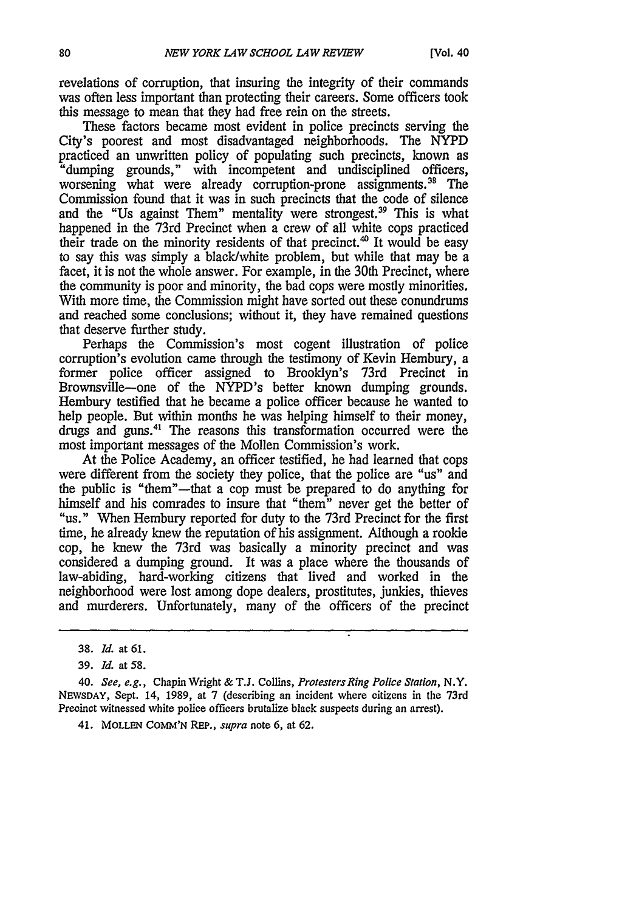revelations of corruption, that insuring the integrity of their commands was often less important than protecting their careers. Some officers took this message to mean that they had free rein on the streets.

These factors became most evident in police precincts serving the City's poorest and most disadvantaged neighborhoods. The NYPD practiced an unwritten policy of populating such precincts, known as "dumping grounds," with incompetent and undisciplined officers, worsening what were already corruption-prone assignments.[38] The Commission found that it was in such precincts that the code of silence and the "Us against Them" mentality were strongest.[39] This is what happened in the 73rd Precinct when a crew of all white cops practiced their trade on the minority residents of that precinct.[40] It would be easy to say this was simply a black/white problem, but while that may be a facet, it is not the whole answer. For example, in the 30th Precinct, where the community is poor and minority, the bad cops were mostly minorities. With more time, the Commission might have sorted out these conundrums and reached some conclusions; without it, they have remained questions that deserve further study.

Perhaps the Commission's most cogent illustration of police corruption's evolution came through the testimony of Kevin Hembury, a former police officer assigned to Brooklyn's 73rd Precinct in Brownsville—one of the NYPD's better known dumping grounds. Hembury testified that he became a police officer because he wanted to help people. But within months he was helping himself to their money, drugs and guns.[41] The reasons this transformation occurred were the most important messages of the Mollen Commission's work.

At the Police Academy, an officer testified, he had learned that cops were different from the society they police, that the police are "us" and the public is "them"—that a cop must be prepared to do anything for himself and his comrades to insure that "them" never get the better of "us." When Hembury reported for duty to the 73rd Precinct for the first time, he already knew the reputation of his assignment. Although a rookie cop, he knew the 73rd was basically a minority precinct and was considered a dumping ground. It was a place where the thousands of law-abiding, hard-working citizens that lived and worked in the neighborhood were lost among dope dealers, prostitutes, junkies, thieves and murderers. Unfortunately, many of the officers of the precinct

---

38. *Id.* at 61.

39. *Id.* at 58.

40. *See, e.g.*, Chapin Wright & T.J. Collins, *Protesters Ring Police Station*, N.Y. NEWSDAY, Sept. 14, 1989, at 7 (describing an incident where citizens in the 73rd Precinct witnessed white police officers brutalize black suspects during an arrest).

41. MOLLEN COMM'N REP., *supra* note 6, at 62.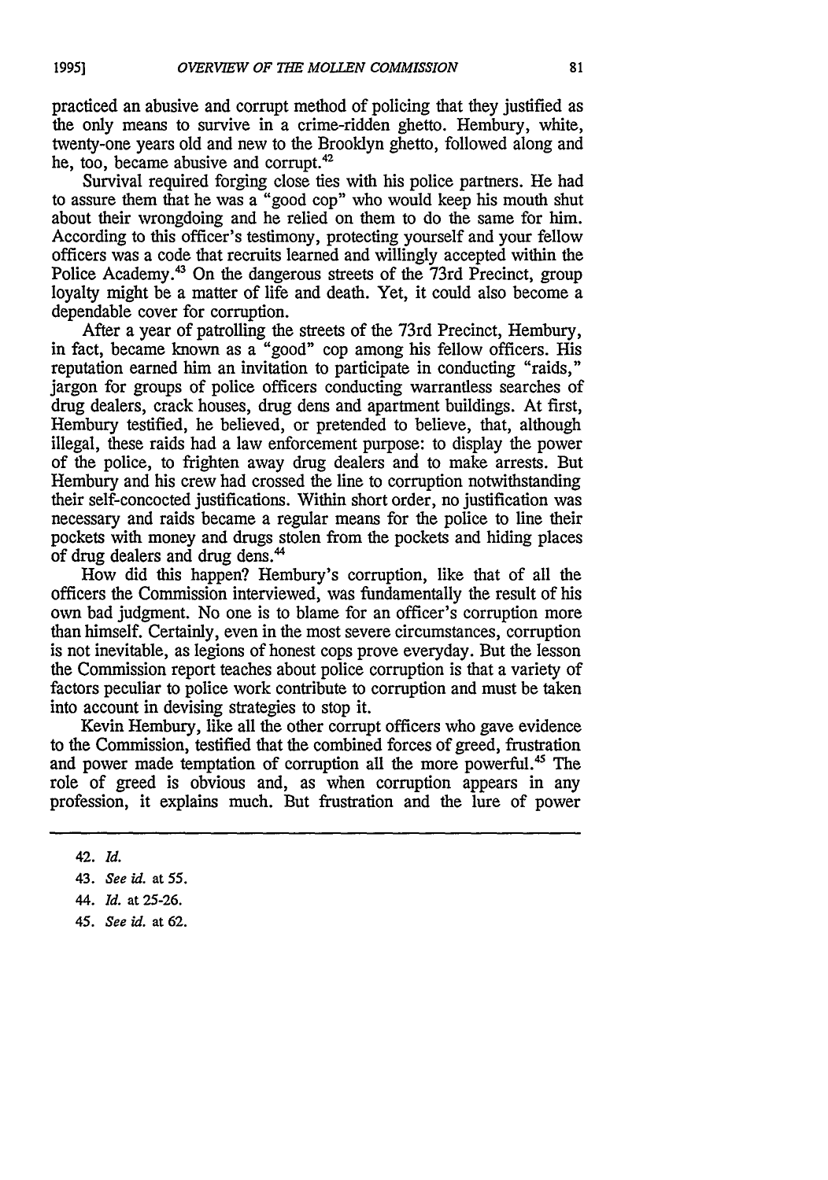practiced an abusive and corrupt method of policing that they justified as the only means to survive in a crime-ridden ghetto. Hembury, white, twenty-one years old and new to the Brooklyn ghetto, followed along and he, too, became abusive and corrupt.[42]

Survival required forging close ties with his police partners. He had to assure them that he was a "good cop" who would keep his mouth shut about their wrongdoing and he relied on them to do the same for him. According to this officer's testimony, protecting yourself and your fellow officers was a code that recruits learned and willingly accepted within the Police Academy.[43] On the dangerous streets of the 73rd Precinct, group loyalty might be a matter of life and death. Yet, it could also become a dependable cover for corruption.

After a year of patrolling the streets of the 73rd Precinct, Hembury, in fact, became known as a "good" cop among his fellow officers. His reputation earned him an invitation to participate in conducting "raids," jargon for groups of police officers conducting warrantless searches of drug dealers, crack houses, drug dens and apartment buildings. At first, Hembury testified, he believed, or pretended to believe, that, although illegal, these raids had a law enforcement purpose: to display the power of the police, to frighten away drug dealers and to make arrests. But Hembury and his crew had crossed the line to corruption notwithstanding their self-concocted justifications. Within short order, no justification was necessary and raids became a regular means for the police to line their pockets with money and drugs stolen from the pockets and hiding places of drug dealers and drug dens.[44]

How did this happen? Hembury's corruption, like that of all the officers the Commission interviewed, was fundamentally the result of his own bad judgment. No one is to blame for an officer's corruption more than himself. Certainly, even in the most severe circumstances, corruption is not inevitable, as legions of honest cops prove everyday. But the lesson the Commission report teaches about police corruption is that a variety of factors peculiar to police work contribute to corruption and must be taken into account in devising strategies to stop it.

Kevin Hembury, like all the other corrupt officers who gave evidence to the Commission, testified that the combined forces of greed, frustration and power made temptation of corruption all the more powerful.[45] The role of greed is obvious and, as when corruption appears in any profession, it explains much. But frustration and the lure of power

---

42. *Id.*

43. *See id.* at 55.

44. *Id.* at 25-26.

45. *See id.* at 62.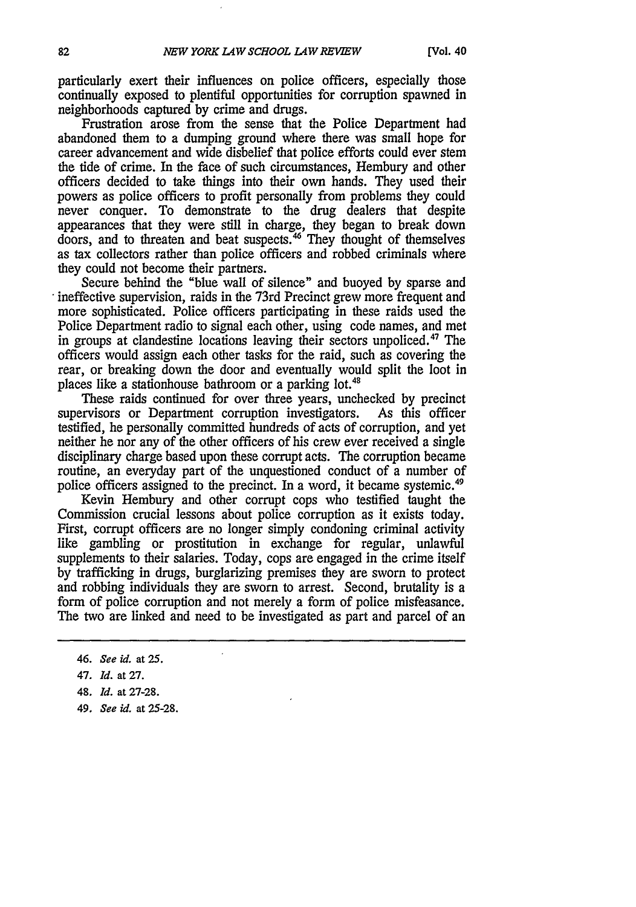particularly exert their influences on police officers, especially those continually exposed to plentiful opportunities for corruption spawned in neighborhoods captured by crime and drugs.

Frustration arose from the sense that the Police Department had abandoned them to a dumping ground where there was small hope for career advancement and wide disbelief that police efforts could ever stem the tide of crime. In the face of such circumstances, Hembury and other officers decided to take things into their own hands. They used their powers as police officers to profit personally from problems they could never conquer. To demonstrate to the drug dealers that despite appearances that they were still in charge, they began to break down doors, and to threaten and beat suspects.[46] They thought of themselves as tax collectors rather than police officers and robbed criminals where they could not become their partners.

Secure behind the "blue wall of silence" and buoyed by sparse and ineffective supervision, raids in the 73rd Precinct grew more frequent and more sophisticated. Police officers participating in these raids used the Police Department radio to signal each other, using code names, and met in groups at clandestine locations leaving their sectors unpoliced.[47] The officers would assign each other tasks for the raid, such as covering the rear, or breaking down the door and eventually would split the loot in places like a stationhouse bathroom or a parking lot.[48]

These raids continued for over three years, unchecked by precinct supervisors or Department corruption investigators. As this officer testified, he personally committed hundreds of acts of corruption, and yet neither he nor any of the other officers of his crew ever received a single disciplinary charge based upon these corrupt acts. The corruption became routine, an everyday part of the unquestioned conduct of a number of police officers assigned to the precinct. In a word, it became systemic.[49]

Kevin Hembury and other corrupt cops who testified taught the Commission crucial lessons about police corruption as it exists today. First, corrupt officers are no longer simply condoning criminal activity like gambling or prostitution in exchange for regular, unlawful supplements to their salaries. Today, cops are engaged in the crime itself by trafficking in drugs, burglarizing premises they are sworn to protect and robbing individuals they are sworn to arrest. Second, brutality is a form of police corruption and not merely a form of police misfeasance. The two are linked and need to be investigated as part and parcel of an

---

46. *See id.* at 25.

47. *Id.* at 27.

48. *Id.* at 27-28.

49. *See id.* at 25-28.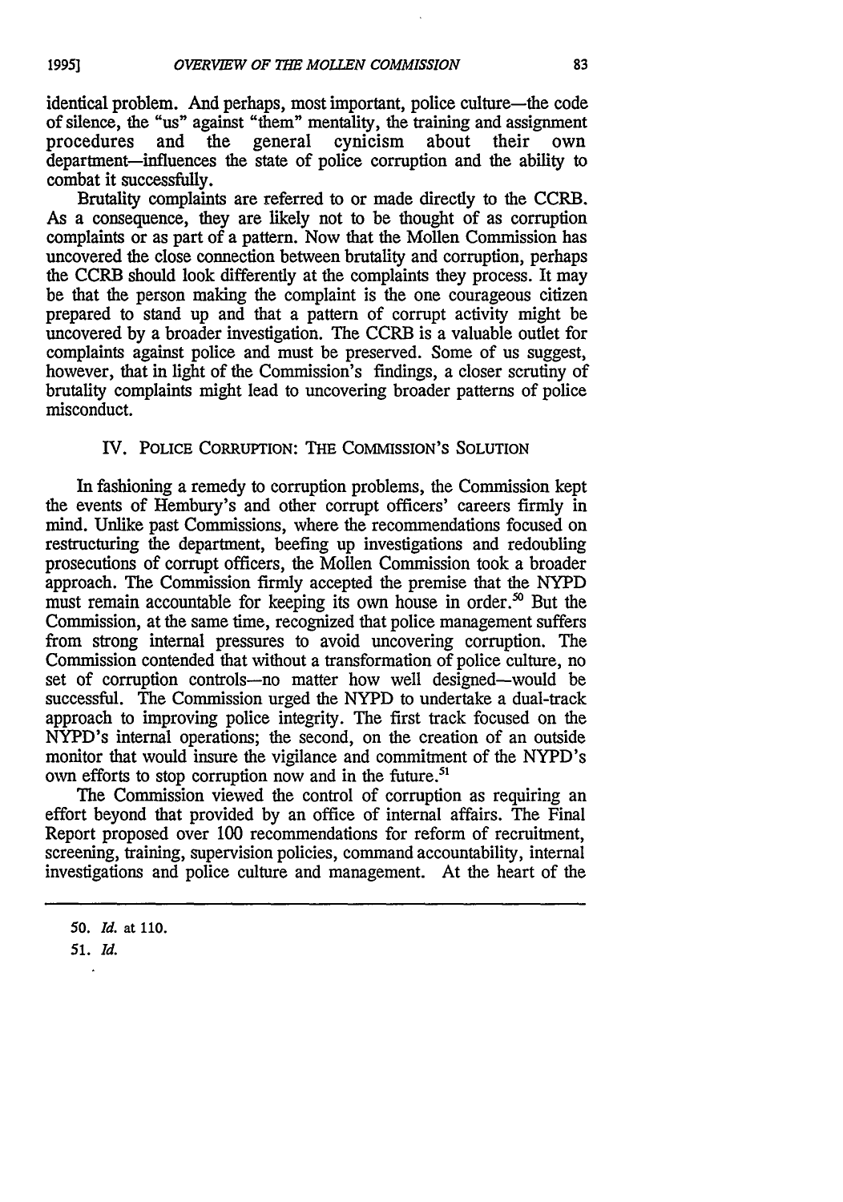identical problem. And perhaps, most important, police culture—the code of silence, the "us" against "them" mentality, the training and assignment procedures and the general cynicism about their own department—influences the state of police corruption and the ability to combat it successfully.

Brutality complaints are referred to or made directly to the CCRB. As a consequence, they are likely not to be thought of as corruption complaints or as part of a pattern. Now that the Mollen Commission has uncovered the close connection between brutality and corruption, perhaps the CCRB should look differently at the complaints they process. It may be that the person making the complaint is the one courageous citizen prepared to stand up and that a pattern of corrupt activity might be uncovered by a broader investigation. The CCRB is a valuable outlet for complaints against police and must be preserved. Some of us suggest, however, that in light of the Commission's findings, a closer scrutiny of brutality complaints might lead to uncovering broader patterns of police misconduct.

## IV. POLICE CORRUPTION: THE COMMISSION'S SOLUTION

In fashioning a remedy to corruption problems, the Commission kept the events of Hembury's and other corrupt officers' careers firmly in mind. Unlike past Commissions, where the recommendations focused on restructuring the department, beefing up investigations and redoubling prosecutions of corrupt officers, the Mollen Commission took a broader approach. The Commission firmly accepted the premise that the NYPD must remain accountable for keeping its own house in order.[50] But the Commission, at the same time, recognized that police management suffers from strong internal pressures to avoid uncovering corruption. The Commission contended that without a transformation of police culture, no set of corruption controls—no matter how well designed—would be successful. The Commission urged the NYPD to undertake a dual-track approach to improving police integrity. The first track focused on the NYPD's internal operations; the second, on the creation of an outside monitor that would insure the vigilance and commitment of the NYPD's own efforts to stop corruption now and in the future.[51]

The Commission viewed the control of corruption as requiring an effort beyond that provided by an office of internal affairs. The Final Report proposed over 100 recommendations for reform of recruitment, screening, training, supervision policies, command accountability, internal investigations and police culture and management. At the heart of the

---

50. *Id.* at 110.

51. *Id.*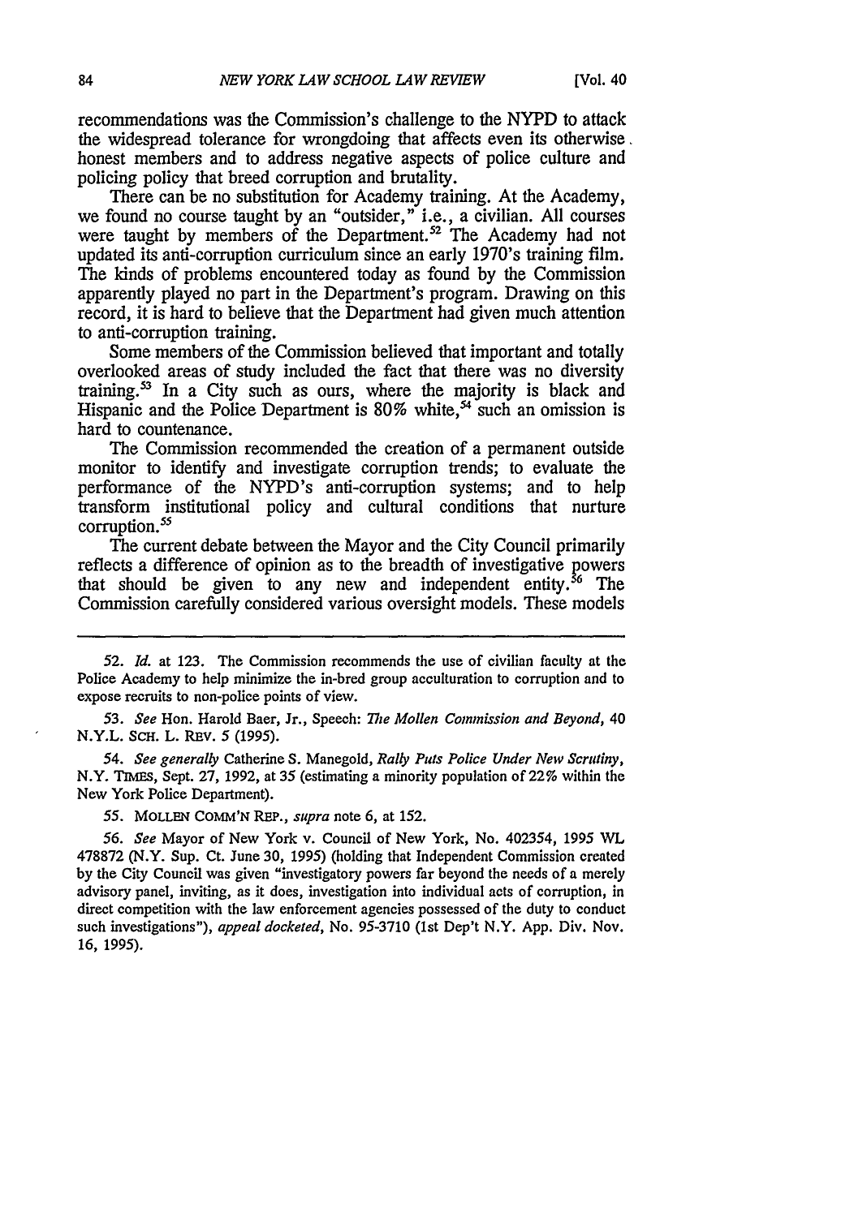recommendations was the Commission's challenge to the NYPD to attack the widespread tolerance for wrongdoing that affects even its otherwise honest members and to address negative aspects of police culture and policing policy that breed corruption and brutality.

There can be no substitution for Academy training. At the Academy, we found no course taught by an "outsider," i.e., a civilian. All courses were taught by members of the Department.[52] The Academy had not updated its anti-corruption curriculum since an early 1970's training film. The kinds of problems encountered today as found by the Commission apparently played no part in the Department's program. Drawing on this record, it is hard to believe that the Department had given much attention to anti-corruption training.

Some members of the Commission believed that important and totally overlooked areas of study included the fact that there was no diversity training.[53] In a City such as ours, where the majority is black and Hispanic and the Police Department is 80% white,[54] such an omission is hard to countenance.

The Commission recommended the creation of a permanent outside monitor to identify and investigate corruption trends; to evaluate the performance of the NYPD's anti-corruption systems; and to help transform institutional policy and cultural conditions that nurture corruption.[55]

The current debate between the Mayor and the City Council primarily reflects a difference of opinion as to the breadth of investigative powers that should be given to any new and independent entity.[56] The Commission carefully considered various oversight models. These models

---

52. *Id.* at 123. The Commission recommends the use of civilian faculty at the Police Academy to help minimize the in-bred group acculturation to corruption and to expose recruits to non-police points of view.

53. *See* Hon. Harold Baer, Jr., Speech: *The Mollen Commission and Beyond*, 40 N.Y.L. SCH. L. REV. 5 (1995).

54. *See generally* Catherine S. Manegold, *Rally Puts Police Under New Scrutiny*, N.Y. TIMES, Sept. 27, 1992, at 35 (estimating a minority population of 22% within the New York Police Department).

55. MOLLEN COMM'N REP., *supra* note 6, at 152.

56. *See* Mayor of New York v. Council of New York, No. 402354, 1995 WL 478872 (N.Y. Sup. Ct. June 30, 1995) (holding that Independent Commission created by the City Council was given "investigatory powers far beyond the needs of a merely advisory panel, inviting, as it does, investigation into individual acts of corruption, in direct competition with the law enforcement agencies possessed of the duty to conduct such investigations"), *appeal docketed*, No. 95-3710 (1st Dep't N.Y. App. Div. Nov. 16, 1995).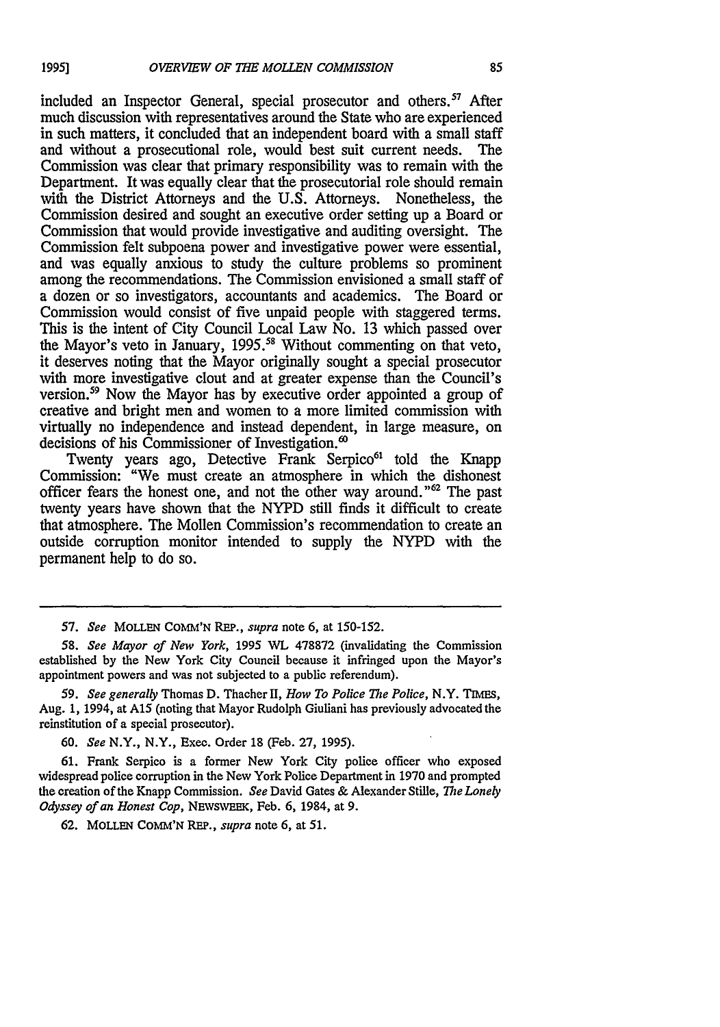included an Inspector General, special prosecutor and others.[57] After much discussion with representatives around the State who are experienced in such matters, it concluded that an independent board with a small staff and without a prosecutional role, would best suit current needs. The Commission was clear that primary responsibility was to remain with the Department. It was equally clear that the prosecutorial role should remain with the District Attorneys and the U.S. Attorneys. Nonetheless, the Commission desired and sought an executive order setting up a Board or Commission that would provide investigative and auditing oversight. The Commission felt subpoena power and investigative power were essential, and was equally anxious to study the culture problems so prominent among the recommendations. The Commission envisioned a small staff of a dozen or so investigators, accountants and academics. The Board or Commission would consist of five unpaid people with staggered terms. This is the intent of City Council Local Law No. 13 which passed over the Mayor's veto in January, 1995.[58] Without commenting on that veto, it deserves noting that the Mayor originally sought a special prosecutor with more investigative clout and at greater expense than the Council's version.[59] Now the Mayor has by executive order appointed a group of creative and bright men and women to a more limited commission with virtually no independence and instead dependent, in large measure, on decisions of his Commissioner of Investigation.[60]

Twenty years ago, Detective Frank Serpico[61] told the Knapp Commission: "We must create an atmosphere in which the dishonest officer fears the honest one, and not the other way around."[62] The past twenty years have shown that the NYPD still finds it difficult to create that atmosphere. The Mollen Commission's recommendation to create an outside corruption monitor intended to supply the NYPD with the permanent help to do so.

---

57. *See* MOLLEN COMM'N REP., *supra* note 6, at 150-152.

58. *See Mayor of New York*, 1995 WL 478872 (invalidating the Commission established by the New York City Council because it infringed upon the Mayor's appointment powers and was not subjected to a public referendum).

59. *See generally* Thomas D. Thacher II, *How To Police The Police*, N.Y. TIMES, Aug. 1, 1994, at A15 (noting that Mayor Rudolph Giuliani has previously advocated the reinstitution of a special prosecutor).

60. *See* N.Y., N.Y., Exec. Order 18 (Feb. 27, 1995).

61. Frank Serpico is a former New York City police officer who exposed widespread police corruption in the New York Police Department in 1970 and prompted the creation of the Knapp Commission. *See* David Gates & Alexander Stille, *The Lonely Odyssey of an Honest Cop*, NEWSWEEK, Feb. 6, 1984, at 9.

62. MOLLEN COMM'N REP., *supra* note 6, at 51.